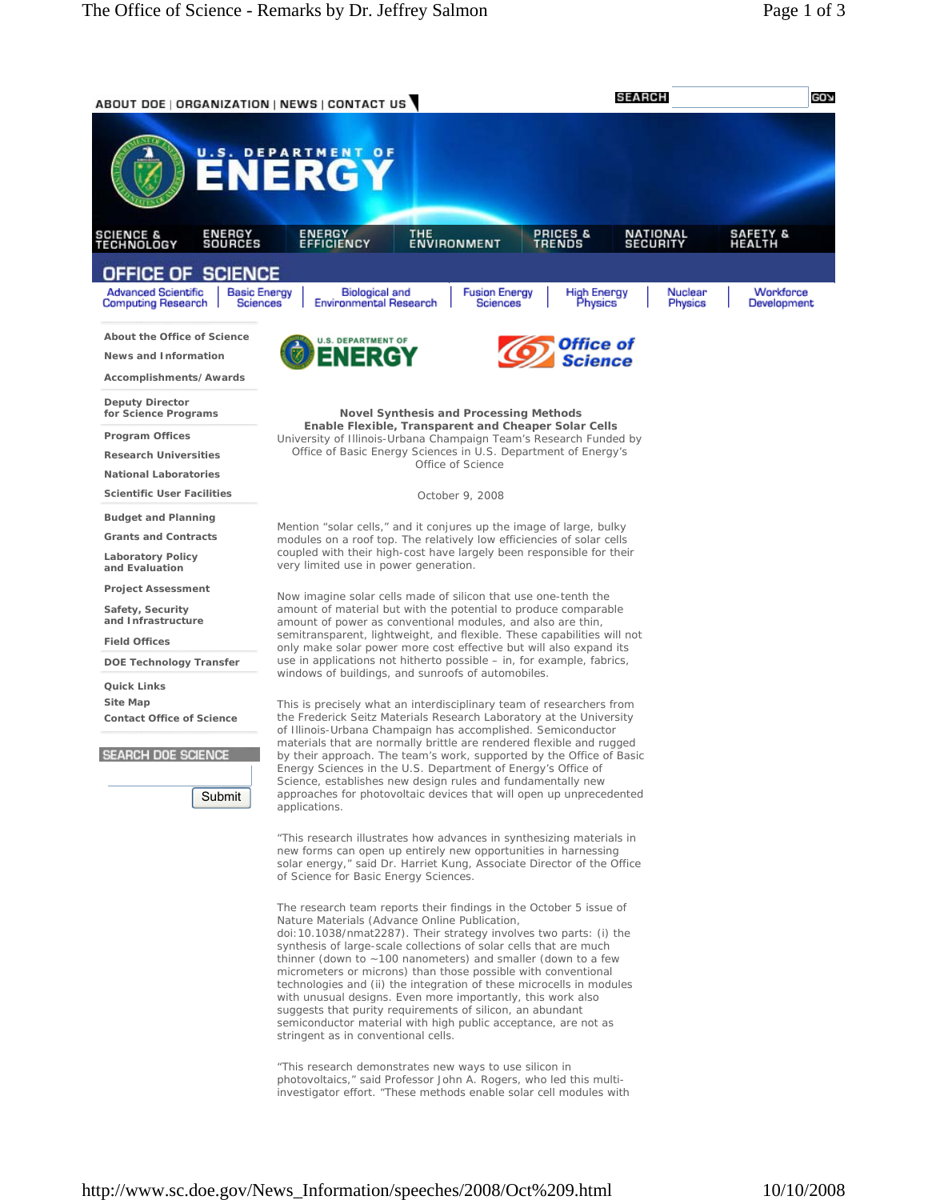ABOUT DOE | ORGANIZATION | NEWS | CONTACT US

SEARCH GO

U.S. DEPARTMENT OF ENERGY

SCIENCE & TECHNOLOGY | ENERGY SOURCES | ENERGY EFFICIENCY | THE ENVIRONMENT | PRICES & TRENDS | NATIONAL SECURITY | SAFETY & HEALTH

OFFICE OF SCIENCE

Advanced Scientific Computing Research | Basic Energy Sciences | Biological and Environmental Research | Fusion Energy Sciences | High Energy Physics | Nuclear Physics | Workforce Development

- About the Office of Science
- News and Information
- Accomplishments/Awards
- Deputy Director for Science Programs
- Program Offices
- Research Universities
- National Laboratories
- Scientific User Facilities
- Budget and Planning
- Grants and Contracts
- Laboratory Policy and Evaluation
- Project Assessment
- Safety, Security and Infrastructure
- Field Offices
- DOE Technology Transfer
- Quick Links
- Site Map
- Contact Office of Science

SEARCH DOE SCIENCE

Submit

U.S. DEPARTMENT OF ENERGY — Office of Science

**Novel Synthesis and Processing Methods**
**Enable Flexible, Transparent and Cheaper Solar Cells**
University of Illinois-Urbana Champaign Team's Research Funded by Office of Basic Energy Sciences in U.S. Department of Energy's Office of Science

October 9, 2008

Mention "solar cells," and it conjures up the image of large, bulky modules on a roof top. The relatively low efficiencies of solar cells coupled with their high-cost have largely been responsible for their very limited use in power generation.

Now imagine solar cells made of silicon that use one-tenth the amount of material but with the potential to produce comparable amount of power as conventional modules, and also are thin, semitransparent, lightweight, and flexible. These capabilities will not only make solar power more cost effective but will also expand its use in applications not hitherto possible – in, for example, fabrics, windows of buildings, and sunroofs of automobiles.

This is precisely what an interdisciplinary team of researchers from the Frederick Seitz Materials Research Laboratory at the University of Illinois-Urbana Champaign has accomplished. Semiconductor materials that are normally brittle are rendered flexible and rugged by their approach. The team's work, supported by the Office of Basic Energy Sciences in the U.S. Department of Energy's Office of Science, establishes new design rules and fundamentally new approaches for photovoltaic devices that will open up unprecedented applications.

"This research illustrates how advances in synthesizing materials in new forms can open up entirely new opportunities in harnessing solar energy," said Dr. Harriet Kung, Associate Director of the Office of Science for Basic Energy Sciences.

The research team reports their findings in the October 5 issue of Nature Materials (Advance Online Publication, doi:10.1038/nmat2287). Their strategy involves two parts: (i) the synthesis of large-scale collections of solar cells that are much thinner (down to ~100 nanometers) and smaller (down to a few micrometers or microns) than those possible with conventional technologies and (ii) the integration of these microcells in modules with unusual designs. Even more importantly, this work also suggests that purity requirements of silicon, an abundant semiconductor material with high public acceptance, are not as stringent as in conventional cells.

"This research demonstrates new ways to use silicon in photovoltaics," said Professor John A. Rogers, who led this multi-investigator effort. "These methods enable solar cell modules with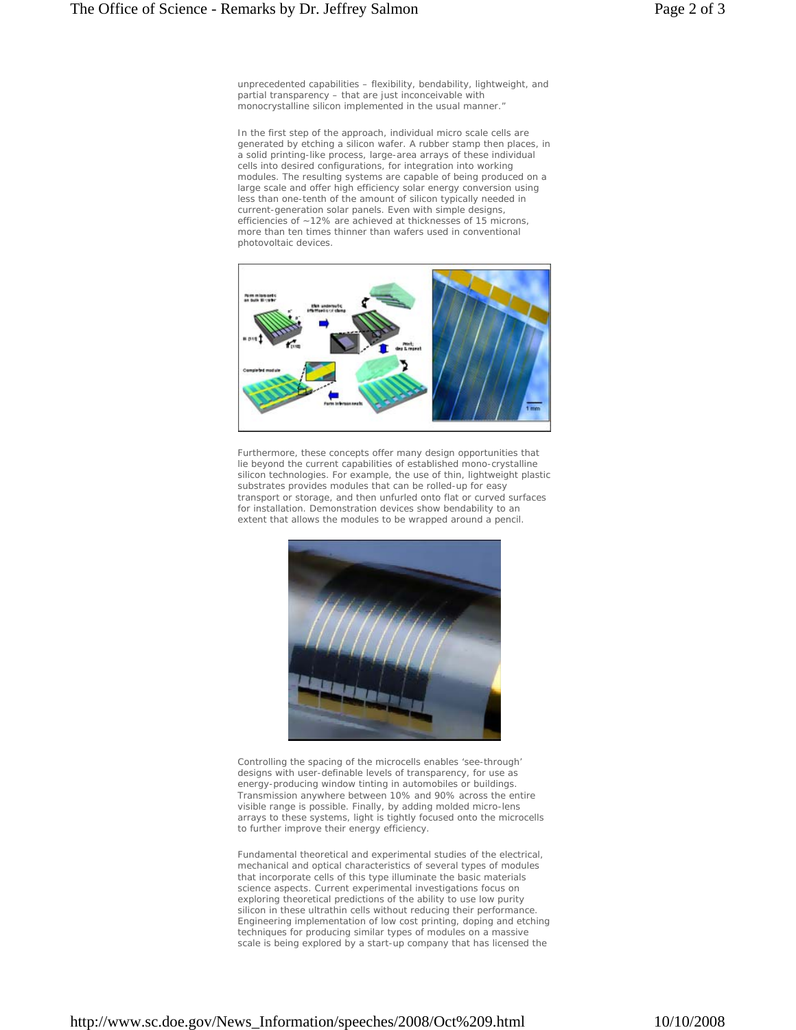unprecedented capabilities – flexibility, bendability, lightweight, and partial transparency – that are just inconceivable with monocrystalline silicon implemented in the usual manner."

In the first step of the approach, individual micro scale cells are generated by etching a silicon wafer. A rubber stamp then places, in a solid printing-like process, large-area arrays of these individual cells into desired configurations, for integration into working modules. The resulting systems are capable of being produced on a large scale and offer high efficiency solar energy conversion using less than one-tenth of the amount of silicon typically needed in current-generation solar panels. Even with simple designs, efficiencies of ~12% are achieved at thicknesses of 15 microns, more than ten times thinner than wafers used in conventional photovoltaic devices.

Furthermore, these concepts offer many design opportunities that lie beyond the current capabilities of established mono-crystalline silicon technologies. For example, the use of thin, lightweight plastic substrates provides modules that can be rolled-up for easy transport or storage, and then unfurled onto flat or curved surfaces for installation. Demonstration devices show bendability to an extent that allows the modules to be wrapped around a pencil.

Controlling the spacing of the microcells enables 'see-through' designs with user-definable levels of transparency, for use as energy-producing window tinting in automobiles or buildings. Transmission anywhere between 10% and 90% across the entire visible range is possible. Finally, by adding molded micro-lens arrays to these systems, light is tightly focused onto the microcells to further improve their energy efficiency.

Fundamental theoretical and experimental studies of the electrical, mechanical and optical characteristics of several types of modules that incorporate cells of this type illuminate the basic materials science aspects. Current experimental investigations focus on exploring theoretical predictions of the ability to use low purity silicon in these ultrathin cells without reducing their performance. Engineering implementation of low cost printing, doping and etching techniques for producing similar types of modules on a massive scale is being explored by a start-up company that has licensed the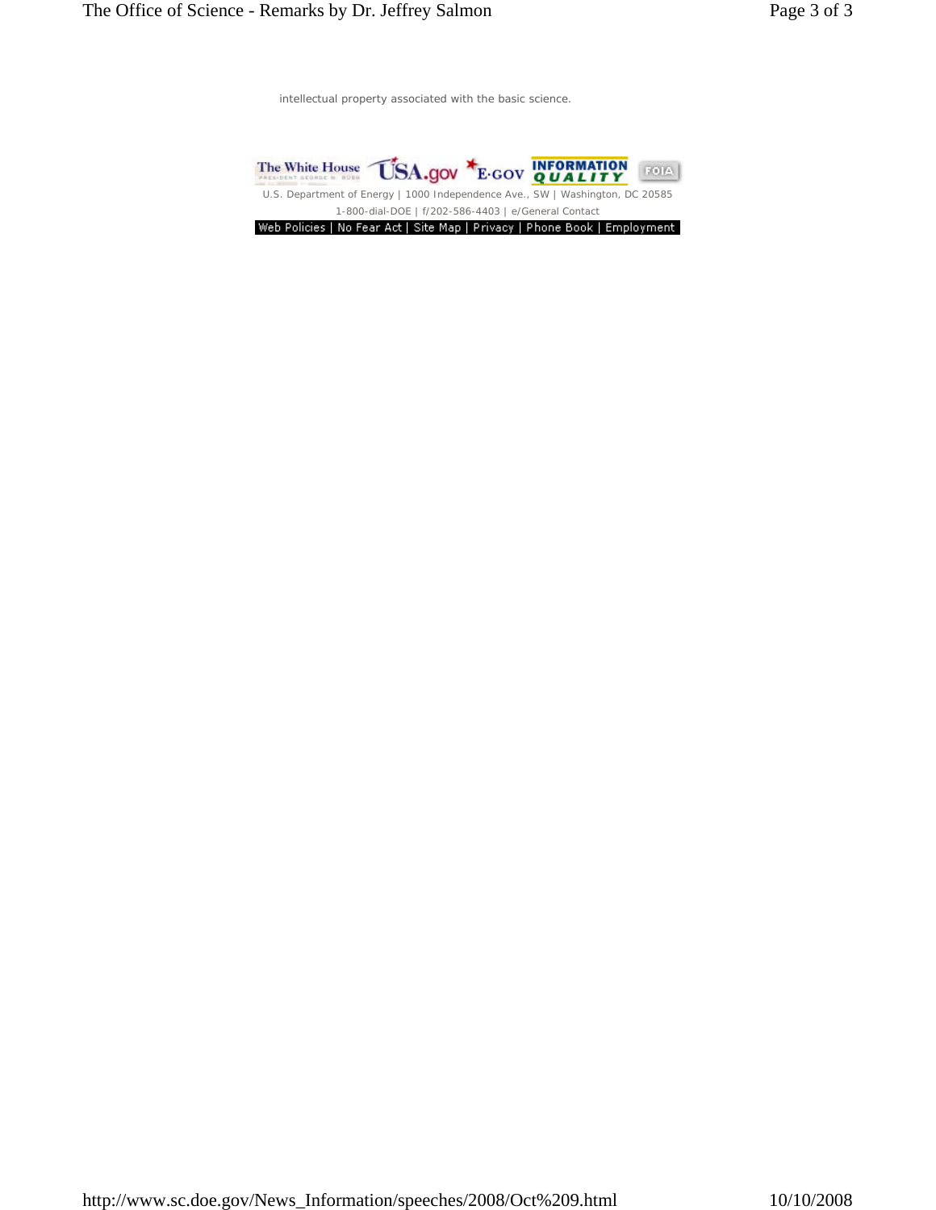intellectual property associated with the basic science.

The White House | USA.gov | E-GOV | INFORMATION QUALITY | FOIA

U.S. Department of Energy | 1000 Independence Ave., SW | Washington, DC 20585
1-800-dial-DOE | f/202-586-4403 | e/General Contact

Web Policies | No Fear Act | Site Map | Privacy | Phone Book | Employment